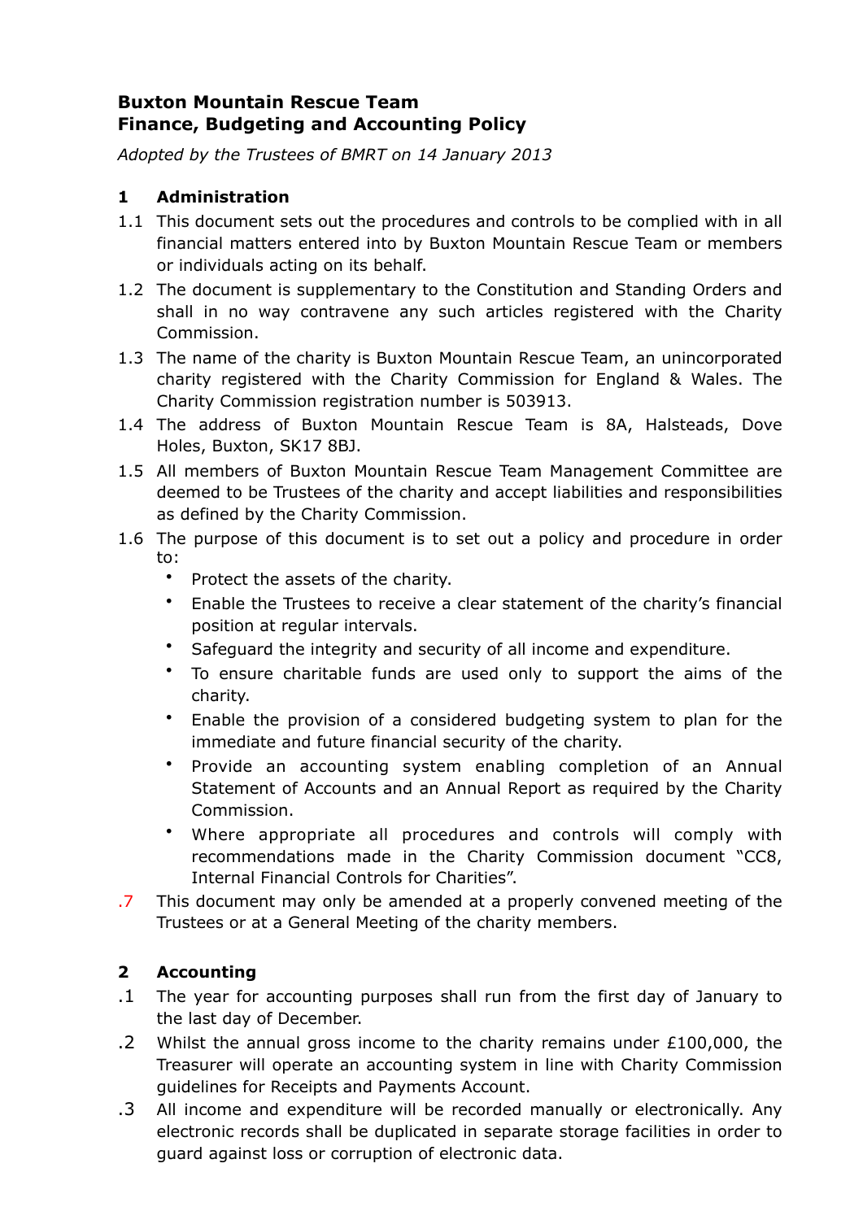**Buxton Mountain Rescue Team**
**Finance, Budgeting and Accounting Policy**

*Adopted by the Trustees of BMRT on 14 January 2013*

## 1 Administration

1.1 This document sets out the procedures and controls to be complied with in all financial matters entered into by Buxton Mountain Rescue Team or members or individuals acting on its behalf.

1.2 The document is supplementary to the Constitution and Standing Orders and shall in no way contravene any such articles registered with the Charity Commission.

1.3 The name of the charity is Buxton Mountain Rescue Team, an unincorporated charity registered with the Charity Commission for England & Wales. The Charity Commission registration number is 503913.

1.4 The address of Buxton Mountain Rescue Team is 8A, Halsteads, Dove Holes, Buxton, SK17 8BJ.

1.5 All members of Buxton Mountain Rescue Team Management Committee are deemed to be Trustees of the charity and accept liabilities and responsibilities as defined by the Charity Commission.

1.6 The purpose of this document is to set out a policy and procedure in order to:

- Protect the assets of the charity.
- Enable the Trustees to receive a clear statement of the charity's financial position at regular intervals.
- Safeguard the integrity and security of all income and expenditure.
- To ensure charitable funds are used only to support the aims of the charity.
- Enable the provision of a considered budgeting system to plan for the immediate and future financial security of the charity.
- Provide an accounting system enabling completion of an Annual Statement of Accounts and an Annual Report as required by the Charity Commission.
- Where appropriate all procedures and controls will comply with recommendations made in the Charity Commission document "CC8, Internal Financial Controls for Charities".

.7 This document may only be amended at a properly convened meeting of the Trustees or at a General Meeting of the charity members.

## 2 Accounting

.1 The year for accounting purposes shall run from the first day of January to the last day of December.

.2 Whilst the annual gross income to the charity remains under £100,000, the Treasurer will operate an accounting system in line with Charity Commission guidelines for Receipts and Payments Account.

.3 All income and expenditure will be recorded manually or electronically. Any electronic records shall be duplicated in separate storage facilities in order to guard against loss or corruption of electronic data.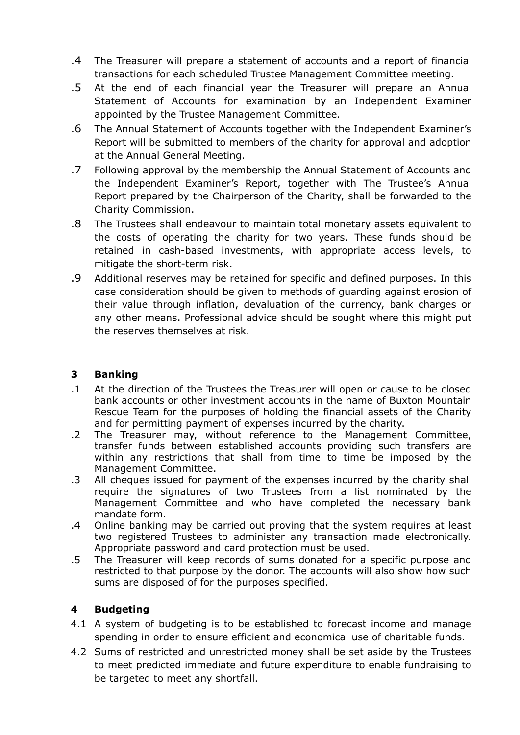.4 The Treasurer will prepare a statement of accounts and a report of financial transactions for each scheduled Trustee Management Committee meeting.

.5 At the end of each financial year the Treasurer will prepare an Annual Statement of Accounts for examination by an Independent Examiner appointed by the Trustee Management Committee.

.6 The Annual Statement of Accounts together with the Independent Examiner's Report will be submitted to members of the charity for approval and adoption at the Annual General Meeting.

.7 Following approval by the membership the Annual Statement of Accounts and the Independent Examiner's Report, together with The Trustee's Annual Report prepared by the Chairperson of the Charity, shall be forwarded to the Charity Commission.

.8 The Trustees shall endeavour to maintain total monetary assets equivalent to the costs of operating the charity for two years. These funds should be retained in cash-based investments, with appropriate access levels, to mitigate the short-term risk.

.9 Additional reserves may be retained for specific and defined purposes. In this case consideration should be given to methods of guarding against erosion of their value through inflation, devaluation of the currency, bank charges or any other means. Professional advice should be sought where this might put the reserves themselves at risk.

## 3 Banking

.1 At the direction of the Trustees the Treasurer will open or cause to be closed bank accounts or other investment accounts in the name of Buxton Mountain Rescue Team for the purposes of holding the financial assets of the Charity and for permitting payment of expenses incurred by the charity.

.2 The Treasurer may, without reference to the Management Committee, transfer funds between established accounts providing such transfers are within any restrictions that shall from time to time be imposed by the Management Committee.

.3 All cheques issued for payment of the expenses incurred by the charity shall require the signatures of two Trustees from a list nominated by the Management Committee and who have completed the necessary bank mandate form.

.4 Online banking may be carried out proving that the system requires at least two registered Trustees to administer any transaction made electronically. Appropriate password and card protection must be used.

.5 The Treasurer will keep records of sums donated for a specific purpose and restricted to that purpose by the donor. The accounts will also show how such sums are disposed of for the purposes specified.

## 4 Budgeting

4.1 A system of budgeting is to be established to forecast income and manage spending in order to ensure efficient and economical use of charitable funds.

4.2 Sums of restricted and unrestricted money shall be set aside by the Trustees to meet predicted immediate and future expenditure to enable fundraising to be targeted to meet any shortfall.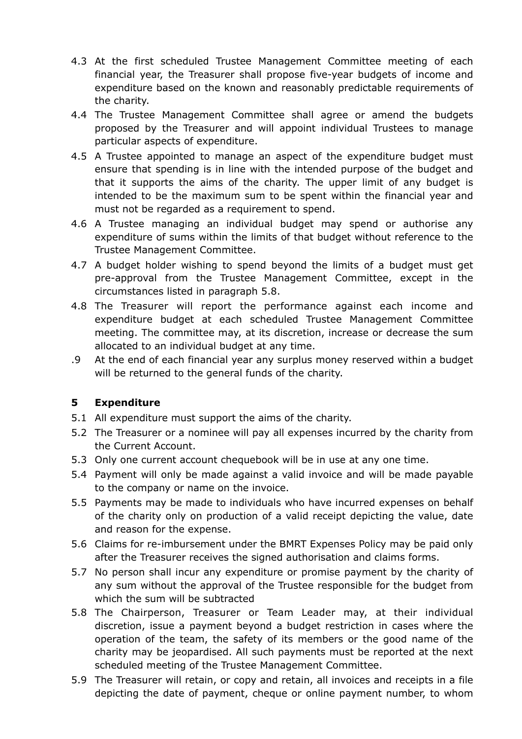4.3 At the first scheduled Trustee Management Committee meeting of each financial year, the Treasurer shall propose five-year budgets of income and expenditure based on the known and reasonably predictable requirements of the charity.

4.4 The Trustee Management Committee shall agree or amend the budgets proposed by the Treasurer and will appoint individual Trustees to manage particular aspects of expenditure.

4.5 A Trustee appointed to manage an aspect of the expenditure budget must ensure that spending is in line with the intended purpose of the budget and that it supports the aims of the charity. The upper limit of any budget is intended to be the maximum sum to be spent within the financial year and must not be regarded as a requirement to spend.

4.6 A Trustee managing an individual budget may spend or authorise any expenditure of sums within the limits of that budget without reference to the Trustee Management Committee.

4.7 A budget holder wishing to spend beyond the limits of a budget must get pre-approval from the Trustee Management Committee, except in the circumstances listed in paragraph 5.8.

4.8 The Treasurer will report the performance against each income and expenditure budget at each scheduled Trustee Management Committee meeting. The committee may, at its discretion, increase or decrease the sum allocated to an individual budget at any time.

.9 At the end of each financial year any surplus money reserved within a budget will be returned to the general funds of the charity.

## 5 Expenditure

5.1 All expenditure must support the aims of the charity.

5.2 The Treasurer or a nominee will pay all expenses incurred by the charity from the Current Account.

5.3 Only one current account chequebook will be in use at any one time.

5.4 Payment will only be made against a valid invoice and will be made payable to the company or name on the invoice.

5.5 Payments may be made to individuals who have incurred expenses on behalf of the charity only on production of a valid receipt depicting the value, date and reason for the expense.

5.6 Claims for re-imbursement under the BMRT Expenses Policy may be paid only after the Treasurer receives the signed authorisation and claims forms.

5.7 No person shall incur any expenditure or promise payment by the charity of any sum without the approval of the Trustee responsible for the budget from which the sum will be subtracted

5.8 The Chairperson, Treasurer or Team Leader may, at their individual discretion, issue a payment beyond a budget restriction in cases where the operation of the team, the safety of its members or the good name of the charity may be jeopardised. All such payments must be reported at the next scheduled meeting of the Trustee Management Committee.

5.9 The Treasurer will retain, or copy and retain, all invoices and receipts in a file depicting the date of payment, cheque or online payment number, to whom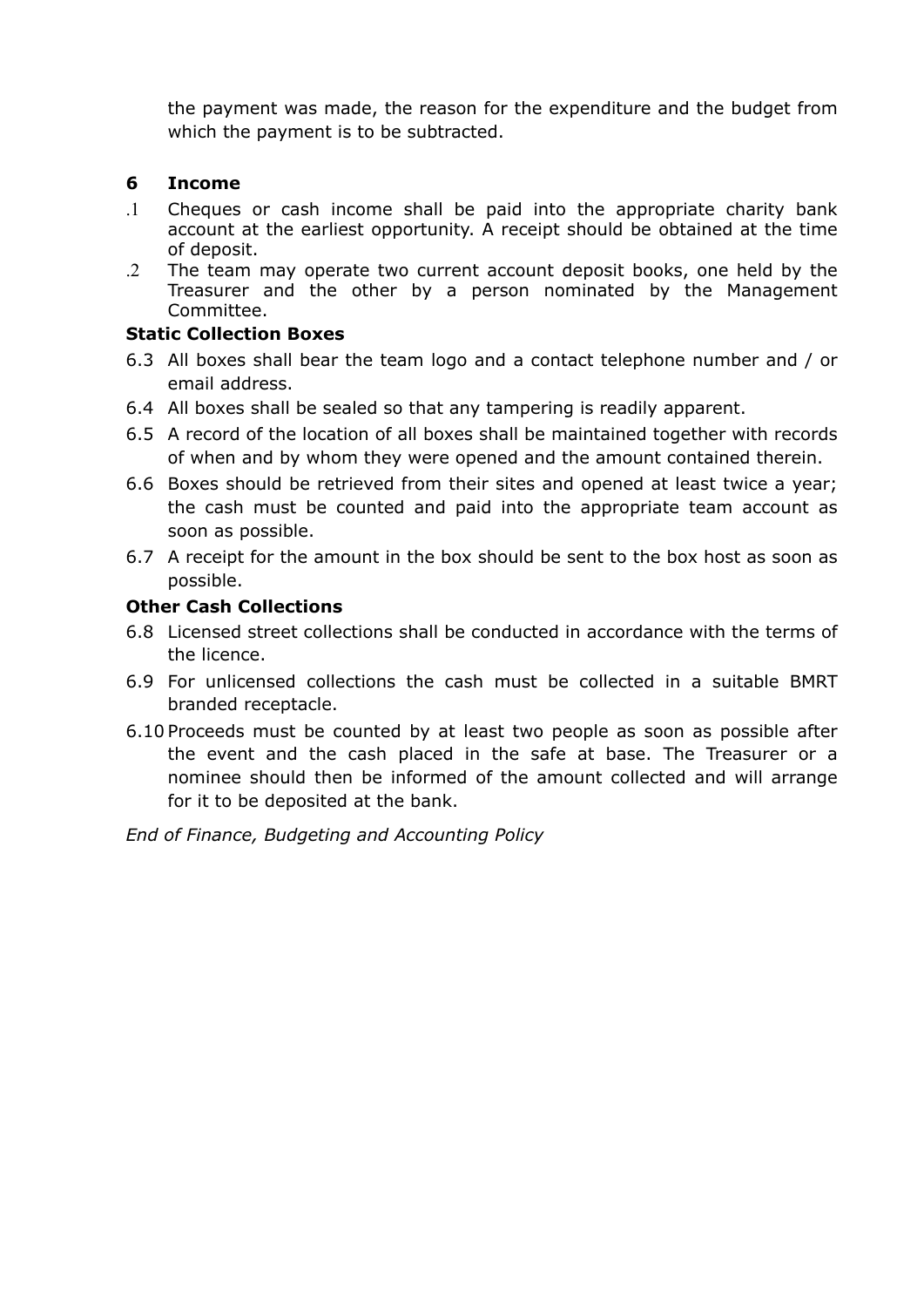the payment was made, the reason for the expenditure and the budget from which the payment is to be subtracted.

## 6 Income

.1 Cheques or cash income shall be paid into the appropriate charity bank account at the earliest opportunity. A receipt should be obtained at the time of deposit.

.2 The team may operate two current account deposit books, one held by the Treasurer and the other by a person nominated by the Management Committee.

### Static Collection Boxes

6.3 All boxes shall bear the team logo and a contact telephone number and / or email address.

6.4 All boxes shall be sealed so that any tampering is readily apparent.

6.5 A record of the location of all boxes shall be maintained together with records of when and by whom they were opened and the amount contained therein.

6.6 Boxes should be retrieved from their sites and opened at least twice a year; the cash must be counted and paid into the appropriate team account as soon as possible.

6.7 A receipt for the amount in the box should be sent to the box host as soon as possible.

### Other Cash Collections

6.8 Licensed street collections shall be conducted in accordance with the terms of the licence.

6.9 For unlicensed collections the cash must be collected in a suitable BMRT branded receptacle.

6.10 Proceeds must be counted by at least two people as soon as possible after the event and the cash placed in the safe at base. The Treasurer or a nominee should then be informed of the amount collected and will arrange for it to be deposited at the bank.

*End of Finance, Budgeting and Accounting Policy*